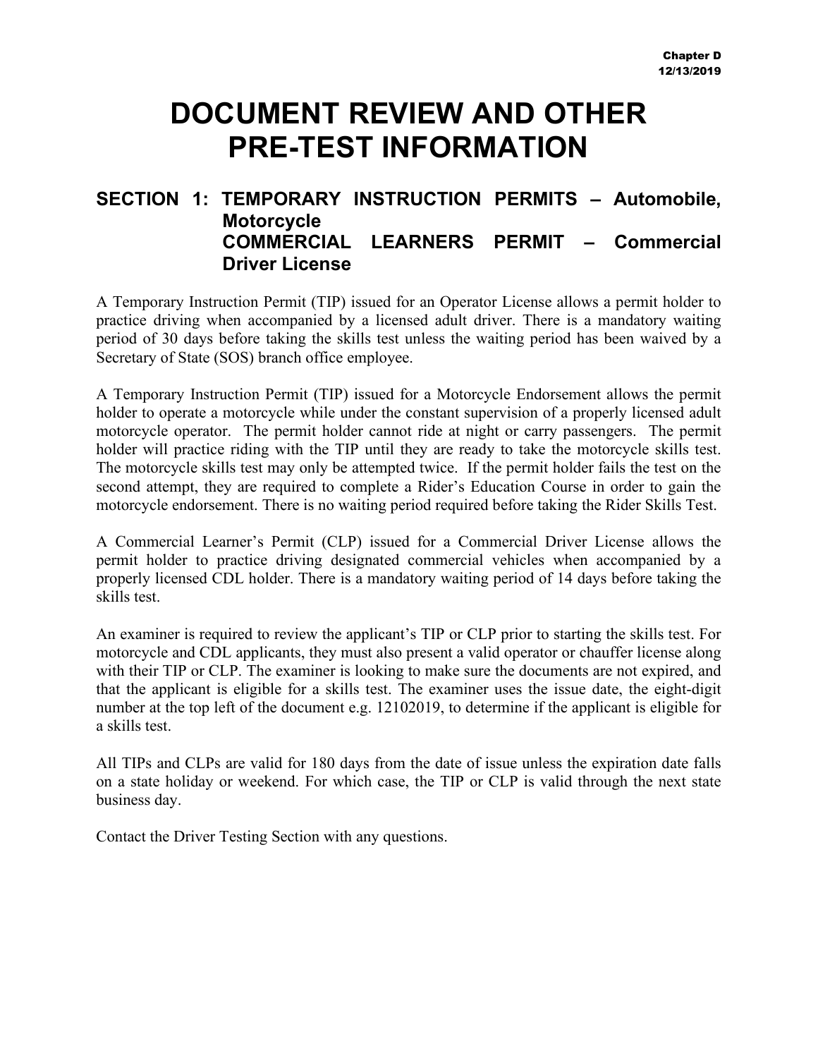# DOCUMENT REVIEW AND OTHER PRE-TEST INFORMATION

## SECTION 1: TEMPORARY INSTRUCTION PERMITS – Automobile, Motorcycle COMMERCIAL LEARNERS PERMIT – Commercial Driver License

A Temporary Instruction Permit (TIP) issued for an Operator License allows a permit holder to practice driving when accompanied by a licensed adult driver. There is a mandatory waiting period of 30 days before taking the skills test unless the waiting period has been waived by a Secretary of State (SOS) branch office employee.

A Temporary Instruction Permit (TIP) issued for a Motorcycle Endorsement allows the permit holder to operate a motorcycle while under the constant supervision of a properly licensed adult motorcycle operator. The permit holder cannot ride at night or carry passengers. The permit holder will practice riding with the TIP until they are ready to take the motorcycle skills test. The motorcycle skills test may only be attempted twice. If the permit holder fails the test on the second attempt, they are required to complete a Rider's Education Course in order to gain the motorcycle endorsement. There is no waiting period required before taking the Rider Skills Test.

A Commercial Learner's Permit (CLP) issued for a Commercial Driver License allows the permit holder to practice driving designated commercial vehicles when accompanied by a properly licensed CDL holder. There is a mandatory waiting period of 14 days before taking the skills test.

An examiner is required to review the applicant's TIP or CLP prior to starting the skills test. For motorcycle and CDL applicants, they must also present a valid operator or chauffer license along with their TIP or CLP. The examiner is looking to make sure the documents are not expired, and that the applicant is eligible for a skills test. The examiner uses the issue date, the eight-digit number at the top left of the document e.g. 12102019, to determine if the applicant is eligible for a skills test.

All TIPs and CLPs are valid for 180 days from the date of issue unless the expiration date falls on a state holiday or weekend. For which case, the TIP or CLP is valid through the next state business day.

Contact the Driver Testing Section with any questions.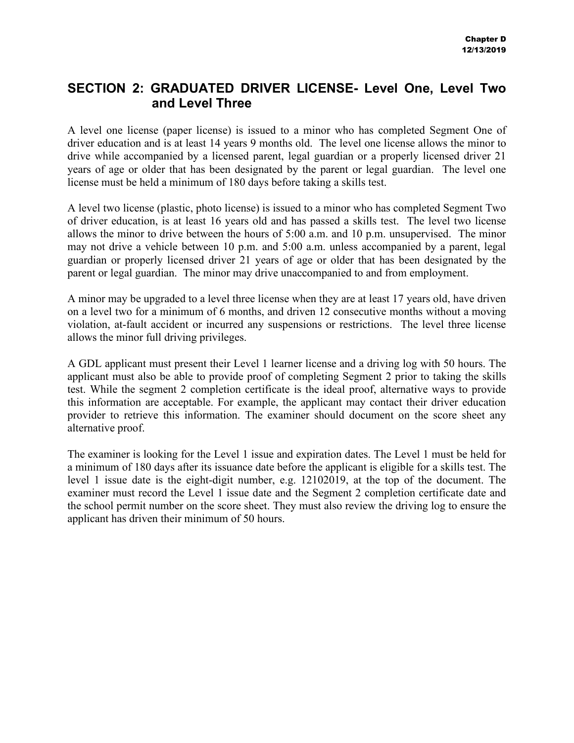## SECTION 2: GRADUATED DRIVER LICENSE- Level One, Level Two and Level Three

A level one license (paper license) is issued to a minor who has completed Segment One of driver education and is at least 14 years 9 months old. The level one license allows the minor to drive while accompanied by a licensed parent, legal guardian or a properly licensed driver 21 years of age or older that has been designated by the parent or legal guardian. The level one license must be held a minimum of 180 days before taking a skills test.

A level two license (plastic, photo license) is issued to a minor who has completed Segment Two of driver education, is at least 16 years old and has passed a skills test. The level two license allows the minor to drive between the hours of 5:00 a.m. and 10 p.m. unsupervised. The minor may not drive a vehicle between 10 p.m. and 5:00 a.m. unless accompanied by a parent, legal guardian or properly licensed driver 21 years of age or older that has been designated by the parent or legal guardian. The minor may drive unaccompanied to and from employment.

A minor may be upgraded to a level three license when they are at least 17 years old, have driven on a level two for a minimum of 6 months, and driven 12 consecutive months without a moving violation, at-fault accident or incurred any suspensions or restrictions. The level three license allows the minor full driving privileges.

A GDL applicant must present their Level 1 learner license and a driving log with 50 hours. The applicant must also be able to provide proof of completing Segment 2 prior to taking the skills test. While the segment 2 completion certificate is the ideal proof, alternative ways to provide this information are acceptable. For example, the applicant may contact their driver education provider to retrieve this information. The examiner should document on the score sheet any alternative proof.

The examiner is looking for the Level 1 issue and expiration dates. The Level 1 must be held for a minimum of 180 days after its issuance date before the applicant is eligible for a skills test. The level 1 issue date is the eight-digit number, e.g. 12102019, at the top of the document. The examiner must record the Level 1 issue date and the Segment 2 completion certificate date and the school permit number on the score sheet. They must also review the driving log to ensure the applicant has driven their minimum of 50 hours.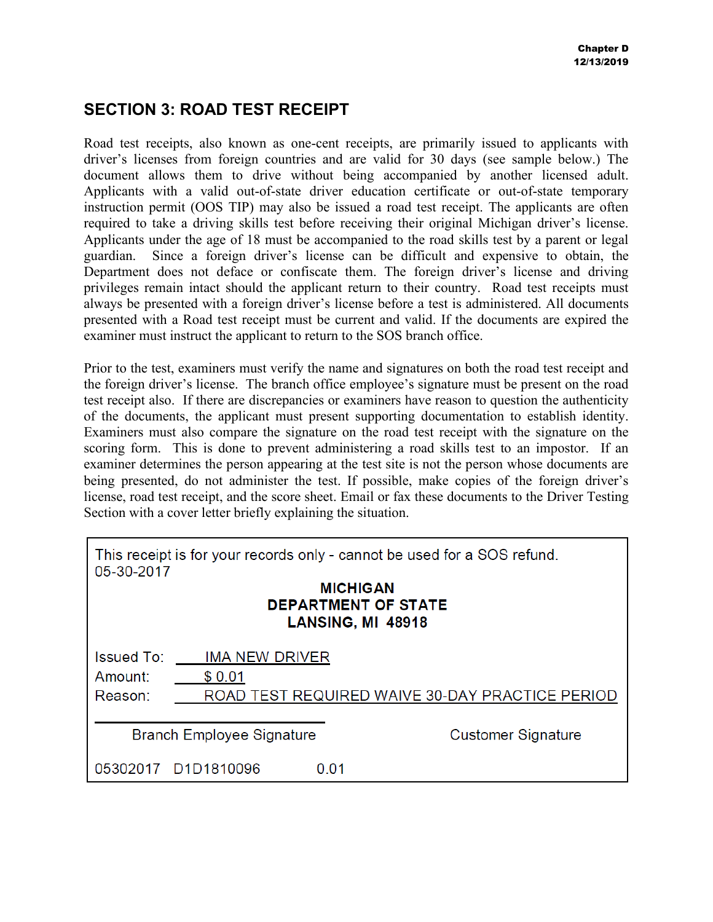## SECTION 3: ROAD TEST RECEIPT

Road test receipts, also known as one-cent receipts, are primarily issued to applicants with driver's licenses from foreign countries and are valid for 30 days (see sample below.) The document allows them to drive without being accompanied by another licensed adult. Applicants with a valid out-of-state driver education certificate or out-of-state temporary instruction permit (OOS TIP) may also be issued a road test receipt. The applicants are often required to take a driving skills test before receiving their original Michigan driver's license. Applicants under the age of 18 must be accompanied to the road skills test by a parent or legal guardian. Since a foreign driver's license can be difficult and expensive to obtain, the Department does not deface or confiscate them. The foreign driver's license and driving privileges remain intact should the applicant return to their country. Road test receipts must always be presented with a foreign driver's license before a test is administered. All documents presented with a Road test receipt must be current and valid. If the documents are expired the examiner must instruct the applicant to return to the SOS branch office.

Prior to the test, examiners must verify the name and signatures on both the road test receipt and the foreign driver's license. The branch office employee's signature must be present on the road test receipt also. If there are discrepancies or examiners have reason to question the authenticity of the documents, the applicant must present supporting documentation to establish identity. Examiners must also compare the signature on the road test receipt with the signature on the scoring form. This is done to prevent administering a road skills test to an impostor. If an examiner determines the person appearing at the test site is not the person whose documents are being presented, do not administer the test. If possible, make copies of the foreign driver's license, road test receipt, and the score sheet. Email or fax these documents to the Driver Testing Section with a cover letter briefly explaining the situation.

---

This receipt is for your records only - cannot be used for a SOS refund.
05-30-2017

**MICHIGAN**
**DEPARTMENT OF STATE**
**LANSING, MI 48918**

Issued To: IMA NEW DRIVER
Amount: $ 0.01
Reason: ROAD TEST REQUIRED WAIVE 30-DAY PRACTICE PERIOD

Branch Employee Signature ____________ Customer Signature

05302017 D1D1810096 0.01

---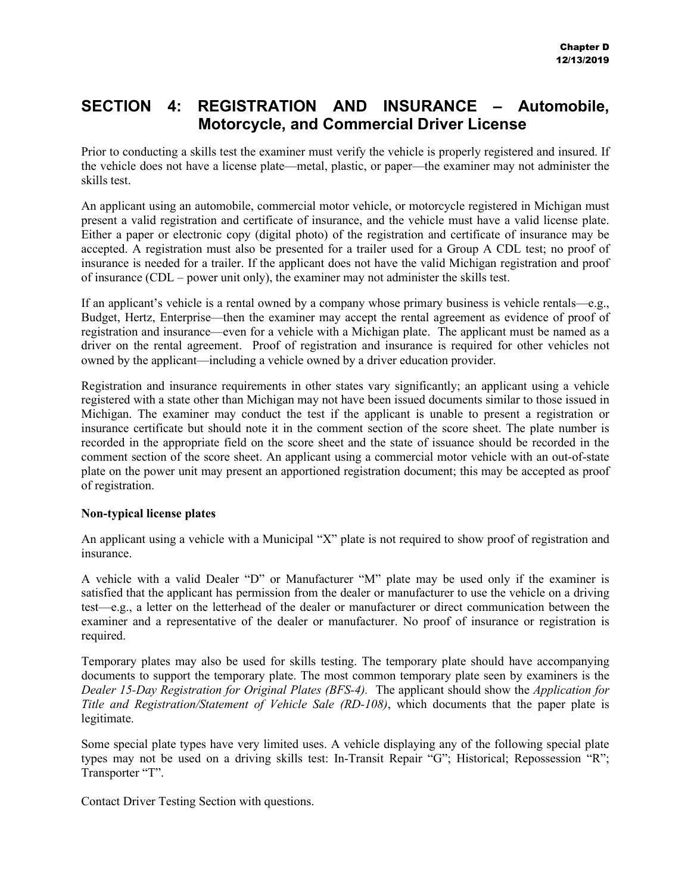## SECTION 4: REGISTRATION AND INSURANCE – Automobile, Motorcycle, and Commercial Driver License

Prior to conducting a skills test the examiner must verify the vehicle is properly registered and insured. If the vehicle does not have a license plate—metal, plastic, or paper—the examiner may not administer the skills test.

An applicant using an automobile, commercial motor vehicle, or motorcycle registered in Michigan must present a valid registration and certificate of insurance, and the vehicle must have a valid license plate. Either a paper or electronic copy (digital photo) of the registration and certificate of insurance may be accepted. A registration must also be presented for a trailer used for a Group A CDL test; no proof of insurance is needed for a trailer. If the applicant does not have the valid Michigan registration and proof of insurance (CDL – power unit only), the examiner may not administer the skills test.

If an applicant's vehicle is a rental owned by a company whose primary business is vehicle rentals—e.g., Budget, Hertz, Enterprise—then the examiner may accept the rental agreement as evidence of proof of registration and insurance—even for a vehicle with a Michigan plate. The applicant must be named as a driver on the rental agreement. Proof of registration and insurance is required for other vehicles not owned by the applicant—including a vehicle owned by a driver education provider.

Registration and insurance requirements in other states vary significantly; an applicant using a vehicle registered with a state other than Michigan may not have been issued documents similar to those issued in Michigan. The examiner may conduct the test if the applicant is unable to present a registration or insurance certificate but should note it in the comment section of the score sheet. The plate number is recorded in the appropriate field on the score sheet and the state of issuance should be recorded in the comment section of the score sheet. An applicant using a commercial motor vehicle with an out-of-state plate on the power unit may present an apportioned registration document; this may be accepted as proof of registration.

**Non-typical license plates**

An applicant using a vehicle with a Municipal "X" plate is not required to show proof of registration and insurance.

A vehicle with a valid Dealer "D" or Manufacturer "M" plate may be used only if the examiner is satisfied that the applicant has permission from the dealer or manufacturer to use the vehicle on a driving test—e.g., a letter on the letterhead of the dealer or manufacturer or direct communication between the examiner and a representative of the dealer or manufacturer. No proof of insurance or registration is required.

Temporary plates may also be used for skills testing. The temporary plate should have accompanying documents to support the temporary plate. The most common temporary plate seen by examiners is the *Dealer 15-Day Registration for Original Plates (BFS-4).* The applicant should show the *Application for Title and Registration/Statement of Vehicle Sale (RD-108)*, which documents that the paper plate is legitimate.

Some special plate types have very limited uses. A vehicle displaying any of the following special plate types may not be used on a driving skills test: In-Transit Repair "G"; Historical; Repossession "R"; Transporter "T".

Contact Driver Testing Section with questions.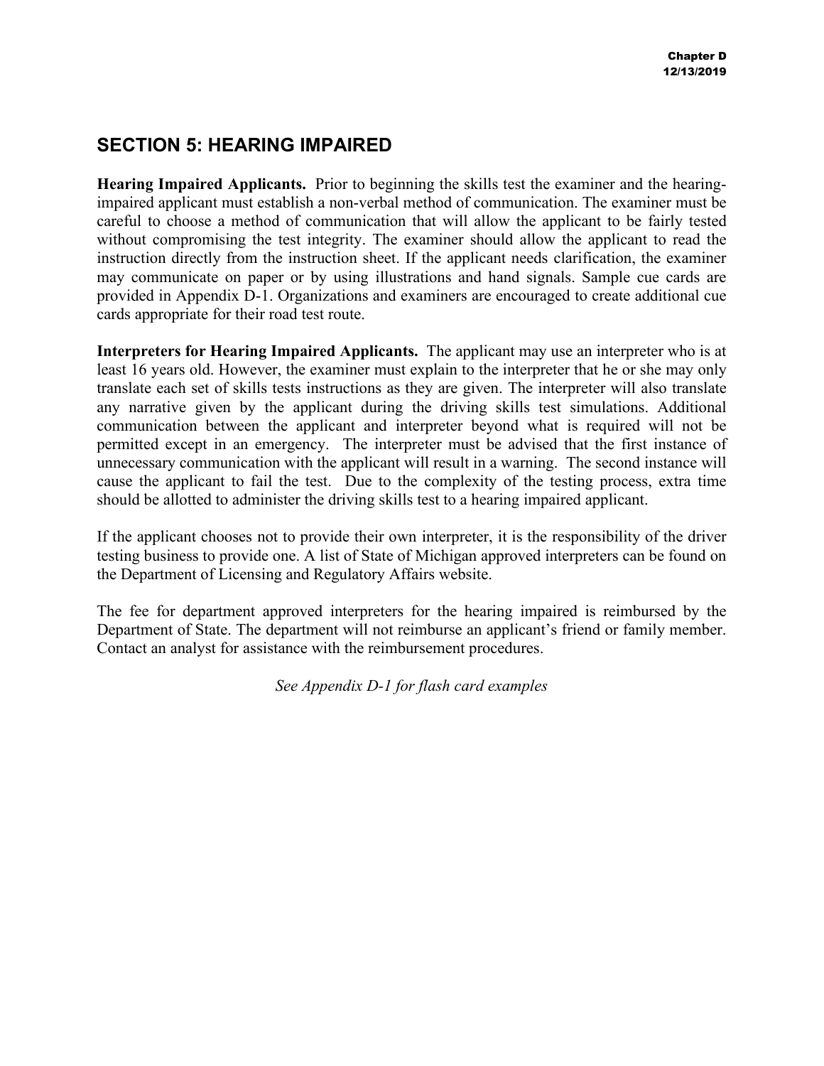## SECTION 5: HEARING IMPAIRED

**Hearing Impaired Applicants.** Prior to beginning the skills test the examiner and the hearing-impaired applicant must establish a non-verbal method of communication. The examiner must be careful to choose a method of communication that will allow the applicant to be fairly tested without compromising the test integrity. The examiner should allow the applicant to read the instruction directly from the instruction sheet. If the applicant needs clarification, the examiner may communicate on paper or by using illustrations and hand signals. Sample cue cards are provided in Appendix D-1. Organizations and examiners are encouraged to create additional cue cards appropriate for their road test route.

**Interpreters for Hearing Impaired Applicants.** The applicant may use an interpreter who is at least 16 years old. However, the examiner must explain to the interpreter that he or she may only translate each set of skills tests instructions as they are given. The interpreter will also translate any narrative given by the applicant during the driving skills test simulations. Additional communication between the applicant and interpreter beyond what is required will not be permitted except in an emergency. The interpreter must be advised that the first instance of unnecessary communication with the applicant will result in a warning. The second instance will cause the applicant to fail the test. Due to the complexity of the testing process, extra time should be allotted to administer the driving skills test to a hearing impaired applicant.

If the applicant chooses not to provide their own interpreter, it is the responsibility of the driver testing business to provide one. A list of State of Michigan approved interpreters can be found on the Department of Licensing and Regulatory Affairs website.

The fee for department approved interpreters for the hearing impaired is reimbursed by the Department of State. The department will not reimburse an applicant's friend or family member. Contact an analyst for assistance with the reimbursement procedures.

*See Appendix D-1 for flash card examples*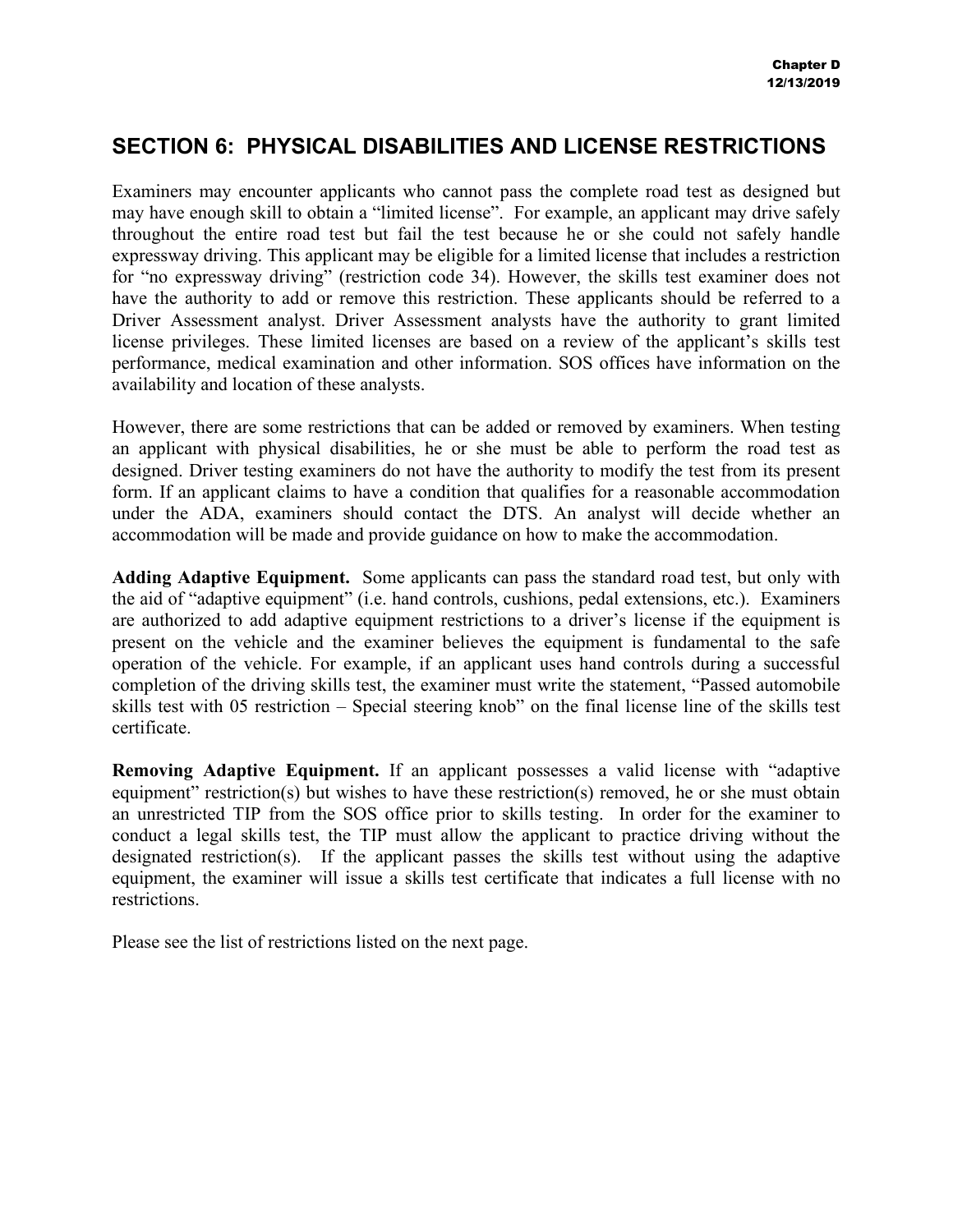## SECTION 6: PHYSICAL DISABILITIES AND LICENSE RESTRICTIONS

Examiners may encounter applicants who cannot pass the complete road test as designed but may have enough skill to obtain a "limited license". For example, an applicant may drive safely throughout the entire road test but fail the test because he or she could not safely handle expressway driving. This applicant may be eligible for a limited license that includes a restriction for "no expressway driving" (restriction code 34). However, the skills test examiner does not have the authority to add or remove this restriction. These applicants should be referred to a Driver Assessment analyst. Driver Assessment analysts have the authority to grant limited license privileges. These limited licenses are based on a review of the applicant's skills test performance, medical examination and other information. SOS offices have information on the availability and location of these analysts.

However, there are some restrictions that can be added or removed by examiners. When testing an applicant with physical disabilities, he or she must be able to perform the road test as designed. Driver testing examiners do not have the authority to modify the test from its present form. If an applicant claims to have a condition that qualifies for a reasonable accommodation under the ADA, examiners should contact the DTS. An analyst will decide whether an accommodation will be made and provide guidance on how to make the accommodation.

**Adding Adaptive Equipment.** Some applicants can pass the standard road test, but only with the aid of "adaptive equipment" (i.e. hand controls, cushions, pedal extensions, etc.). Examiners are authorized to add adaptive equipment restrictions to a driver's license if the equipment is present on the vehicle and the examiner believes the equipment is fundamental to the safe operation of the vehicle. For example, if an applicant uses hand controls during a successful completion of the driving skills test, the examiner must write the statement, "Passed automobile skills test with 05 restriction – Special steering knob" on the final license line of the skills test certificate.

**Removing Adaptive Equipment.** If an applicant possesses a valid license with "adaptive equipment" restriction(s) but wishes to have these restriction(s) removed, he or she must obtain an unrestricted TIP from the SOS office prior to skills testing. In order for the examiner to conduct a legal skills test, the TIP must allow the applicant to practice driving without the designated restriction(s). If the applicant passes the skills test without using the adaptive equipment, the examiner will issue a skills test certificate that indicates a full license with no restrictions.

Please see the list of restrictions listed on the next page.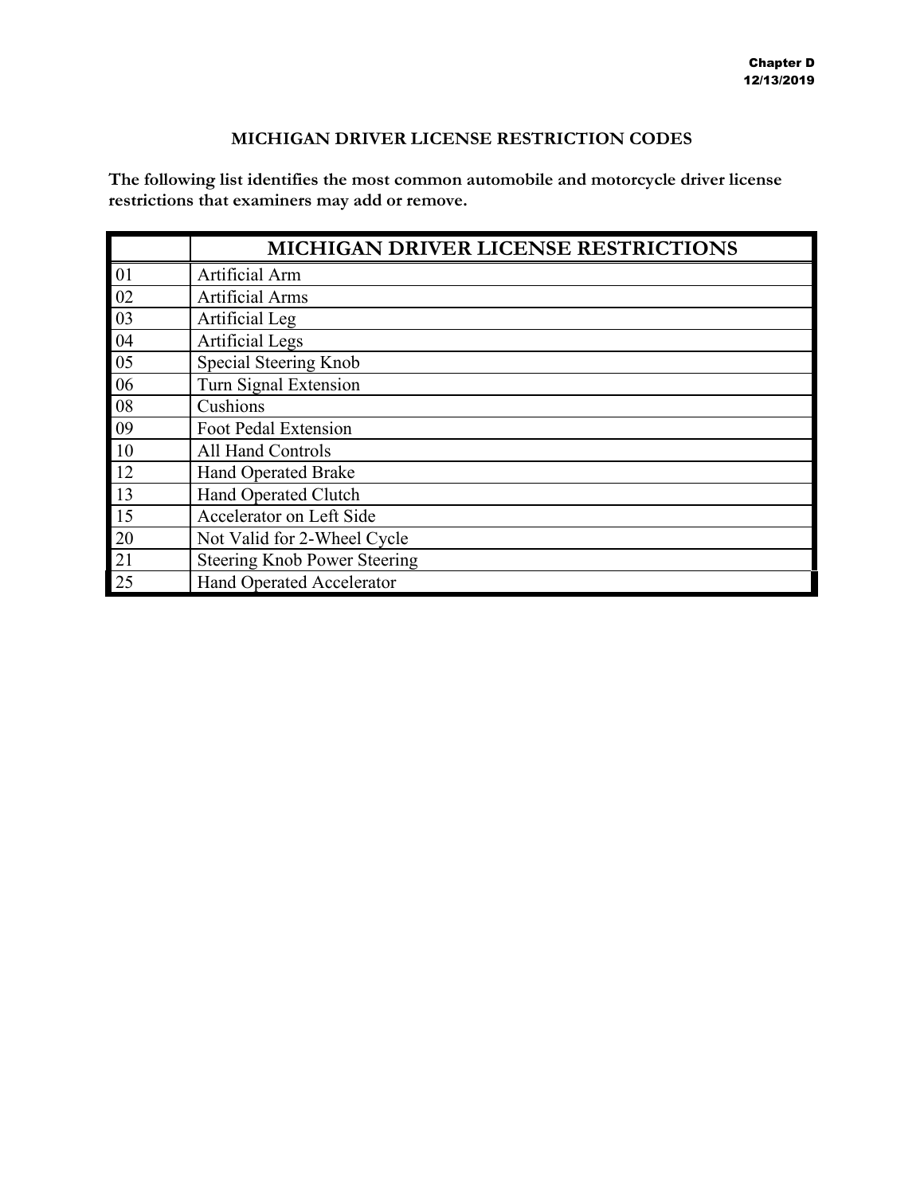## MICHIGAN DRIVER LICENSE RESTRICTION CODES

**The following list identifies the most common automobile and motorcycle driver license restrictions that examiners may add or remove.**

| | MICHIGAN DRIVER LICENSE RESTRICTIONS |
|---|---|
| 01 | Artificial Arm |
| 02 | Artificial Arms |
| 03 | Artificial Leg |
| 04 | Artificial Legs |
| 05 | Special Steering Knob |
| 06 | Turn Signal Extension |
| 08 | Cushions |
| 09 | Foot Pedal Extension |
| 10 | All Hand Controls |
| 12 | Hand Operated Brake |
| 13 | Hand Operated Clutch |
| 15 | Accelerator on Left Side |
| 20 | Not Valid for 2-Wheel Cycle |
| 21 | Steering Knob Power Steering |
| 25 | Hand Operated Accelerator |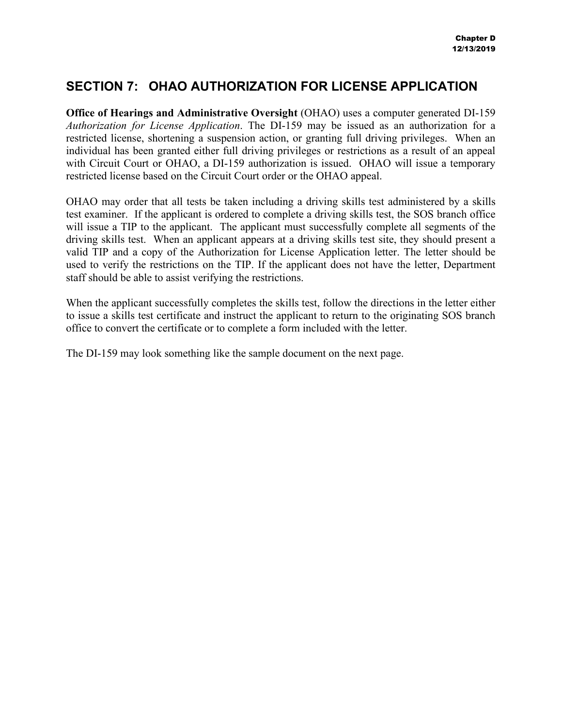## SECTION 7: OHAO AUTHORIZATION FOR LICENSE APPLICATION

**Office of Hearings and Administrative Oversight** (OHAO) uses a computer generated DI-159 *Authorization for License Application*. The DI-159 may be issued as an authorization for a restricted license, shortening a suspension action, or granting full driving privileges. When an individual has been granted either full driving privileges or restrictions as a result of an appeal with Circuit Court or OHAO, a DI-159 authorization is issued. OHAO will issue a temporary restricted license based on the Circuit Court order or the OHAO appeal.

OHAO may order that all tests be taken including a driving skills test administered by a skills test examiner. If the applicant is ordered to complete a driving skills test, the SOS branch office will issue a TIP to the applicant. The applicant must successfully complete all segments of the driving skills test. When an applicant appears at a driving skills test site, they should present a valid TIP and a copy of the Authorization for License Application letter. The letter should be used to verify the restrictions on the TIP. If the applicant does not have the letter, Department staff should be able to assist verifying the restrictions.

When the applicant successfully completes the skills test, follow the directions in the letter either to issue a skills test certificate and instruct the applicant to return to the originating SOS branch office to convert the certificate or to complete a form included with the letter.

The DI-159 may look something like the sample document on the next page.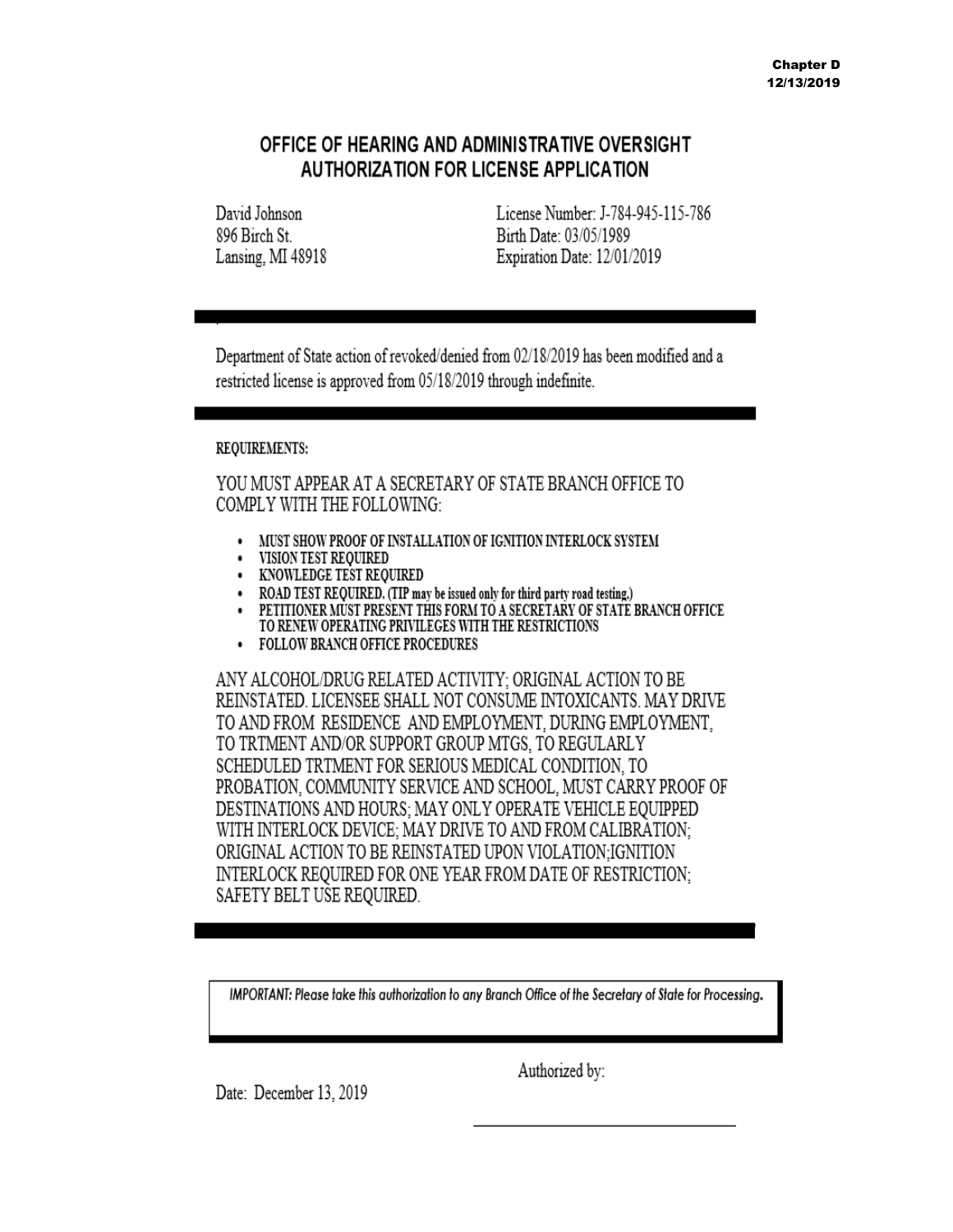## OFFICE OF HEARING AND ADMINISTRATIVE OVERSIGHT AUTHORIZATION FOR LICENSE APPLICATION

David Johnson
896 Birch St.
Lansing, MI 48918

License Number: J-784-945-115-786
Birth Date: 03/05/1989
Expiration Date: 12/01/2019

---

Department of State action of revoked/denied from 02/18/2019 has been modified and a restricted license is approved from 05/18/2019 through indefinite.

---

**REQUIREMENTS:**

YOU MUST APPEAR AT A SECRETARY OF STATE BRANCH OFFICE TO COMPLY WITH THE FOLLOWING:

- **MUST SHOW PROOF OF INSTALLATION OF IGNITION INTERLOCK SYSTEM**
- **VISION TEST REQUIRED**
- **KNOWLEDGE TEST REQUIRED**
- **ROAD TEST REQUIRED. (TIP may be issued only for third party road testing.)**
- **PETITIONER MUST PRESENT THIS FORM TO A SECRETARY OF STATE BRANCH OFFICE TO RENEW OPERATING PRIVILEGES WITH THE RESTRICTIONS**
- **FOLLOW BRANCH OFFICE PROCEDURES**

ANY ALCOHOL/DRUG RELATED ACTIVITY; ORIGINAL ACTION TO BE REINSTATED. LICENSEE SHALL NOT CONSUME INTOXICANTS. MAY DRIVE TO AND FROM RESIDENCE AND EMPLOYMENT, DURING EMPLOYMENT, TO TRTMENT AND/OR SUPPORT GROUP MTGS, TO REGULARLY SCHEDULED TRTMENT FOR SERIOUS MEDICAL CONDITION, TO PROBATION, COMMUNITY SERVICE AND SCHOOL, MUST CARRY PROOF OF DESTINATIONS AND HOURS; MAY ONLY OPERATE VEHICLE EQUIPPED WITH INTERLOCK DEVICE; MAY DRIVE TO AND FROM CALIBRATION; ORIGINAL ACTION TO BE REINSTATED UPON VIOLATION;IGNITION INTERLOCK REQUIRED FOR ONE YEAR FROM DATE OF RESTRICTION; SAFETY BELT USE REQUIRED.

---

***IMPORTANT: Please take this authorization to any Branch Office of the Secretary of State for Processing.***

Date: December 13, 2019

Authorized by:

\_\_\_\_\_\_\_\_\_\_\_\_\_\_\_\_\_\_\_\_\_\_\_\_\_\_\_\_\_\_\_\_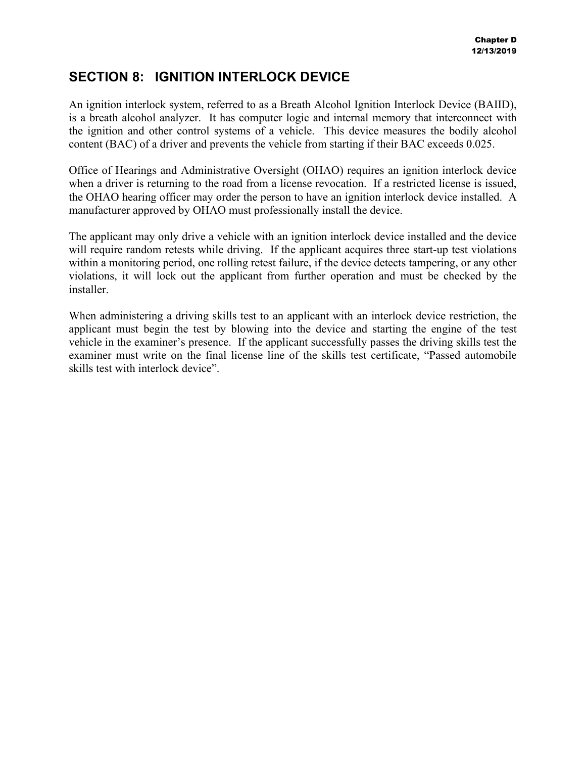## SECTION 8: IGNITION INTERLOCK DEVICE

An ignition interlock system, referred to as a Breath Alcohol Ignition Interlock Device (BAIID), is a breath alcohol analyzer. It has computer logic and internal memory that interconnect with the ignition and other control systems of a vehicle. This device measures the bodily alcohol content (BAC) of a driver and prevents the vehicle from starting if their BAC exceeds 0.025.

Office of Hearings and Administrative Oversight (OHAO) requires an ignition interlock device when a driver is returning to the road from a license revocation. If a restricted license is issued, the OHAO hearing officer may order the person to have an ignition interlock device installed. A manufacturer approved by OHAO must professionally install the device.

The applicant may only drive a vehicle with an ignition interlock device installed and the device will require random retests while driving. If the applicant acquires three start-up test violations within a monitoring period, one rolling retest failure, if the device detects tampering, or any other violations, it will lock out the applicant from further operation and must be checked by the installer.

When administering a driving skills test to an applicant with an interlock device restriction, the applicant must begin the test by blowing into the device and starting the engine of the test vehicle in the examiner's presence. If the applicant successfully passes the driving skills test the examiner must write on the final license line of the skills test certificate, "Passed automobile skills test with interlock device".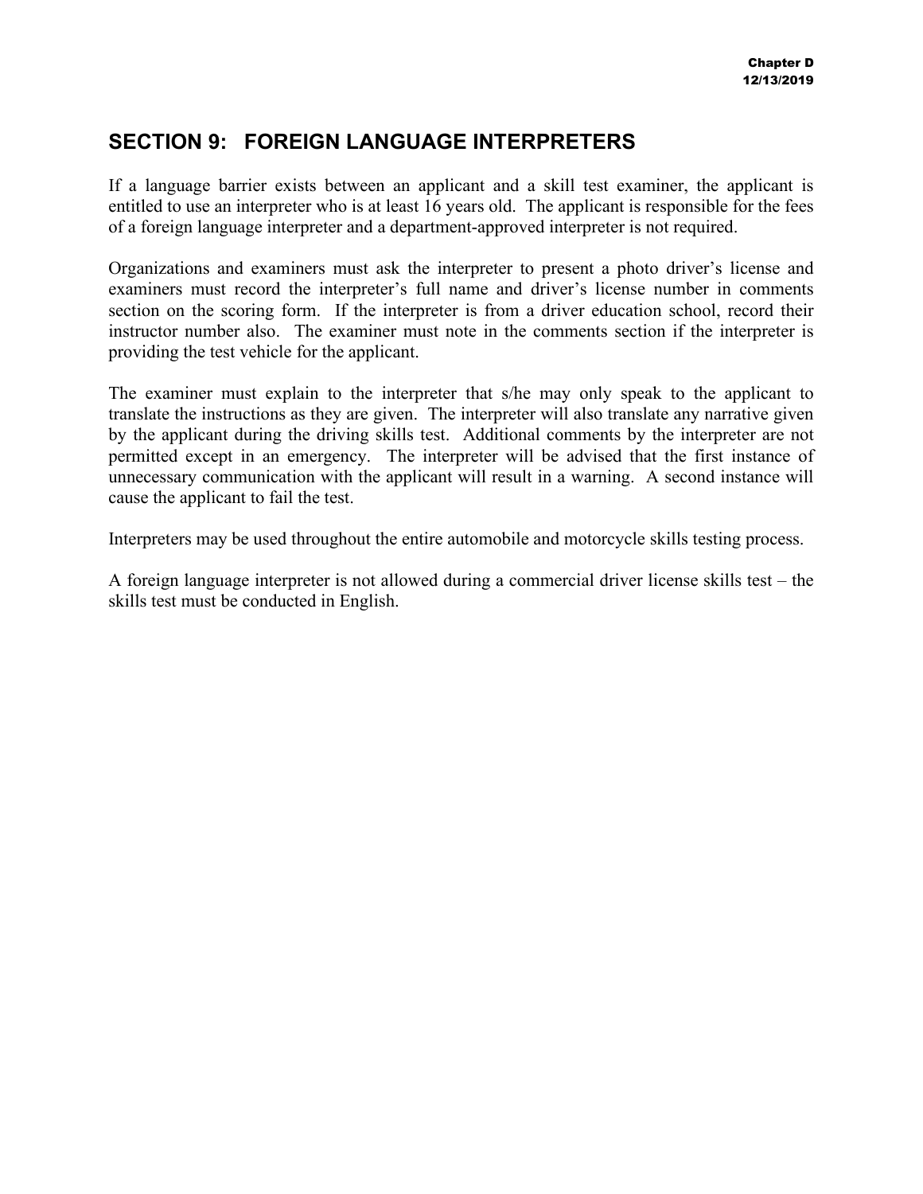## SECTION 9: FOREIGN LANGUAGE INTERPRETERS

If a language barrier exists between an applicant and a skill test examiner, the applicant is entitled to use an interpreter who is at least 16 years old. The applicant is responsible for the fees of a foreign language interpreter and a department-approved interpreter is not required.

Organizations and examiners must ask the interpreter to present a photo driver's license and examiners must record the interpreter's full name and driver's license number in comments section on the scoring form. If the interpreter is from a driver education school, record their instructor number also. The examiner must note in the comments section if the interpreter is providing the test vehicle for the applicant.

The examiner must explain to the interpreter that s/he may only speak to the applicant to translate the instructions as they are given. The interpreter will also translate any narrative given by the applicant during the driving skills test. Additional comments by the interpreter are not permitted except in an emergency. The interpreter will be advised that the first instance of unnecessary communication with the applicant will result in a warning. A second instance will cause the applicant to fail the test.

Interpreters may be used throughout the entire automobile and motorcycle skills testing process.

A foreign language interpreter is not allowed during a commercial driver license skills test – the skills test must be conducted in English.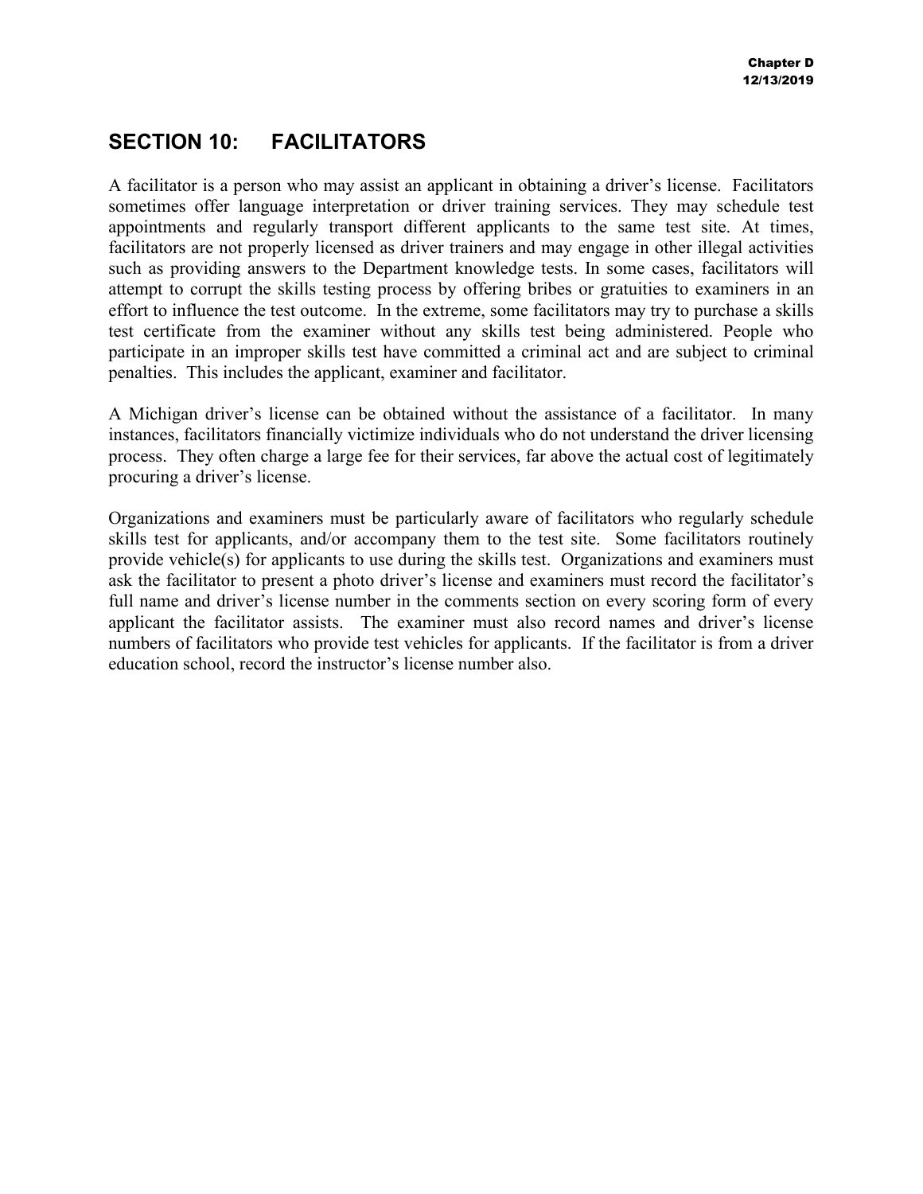## SECTION 10: FACILITATORS

A facilitator is a person who may assist an applicant in obtaining a driver's license. Facilitators sometimes offer language interpretation or driver training services. They may schedule test appointments and regularly transport different applicants to the same test site. At times, facilitators are not properly licensed as driver trainers and may engage in other illegal activities such as providing answers to the Department knowledge tests. In some cases, facilitators will attempt to corrupt the skills testing process by offering bribes or gratuities to examiners in an effort to influence the test outcome. In the extreme, some facilitators may try to purchase a skills test certificate from the examiner without any skills test being administered. People who participate in an improper skills test have committed a criminal act and are subject to criminal penalties. This includes the applicant, examiner and facilitator.

A Michigan driver's license can be obtained without the assistance of a facilitator. In many instances, facilitators financially victimize individuals who do not understand the driver licensing process. They often charge a large fee for their services, far above the actual cost of legitimately procuring a driver's license.

Organizations and examiners must be particularly aware of facilitators who regularly schedule skills test for applicants, and/or accompany them to the test site. Some facilitators routinely provide vehicle(s) for applicants to use during the skills test. Organizations and examiners must ask the facilitator to present a photo driver's license and examiners must record the facilitator's full name and driver's license number in the comments section on every scoring form of every applicant the facilitator assists. The examiner must also record names and driver's license numbers of facilitators who provide test vehicles for applicants. If the facilitator is from a driver education school, record the instructor's license number also.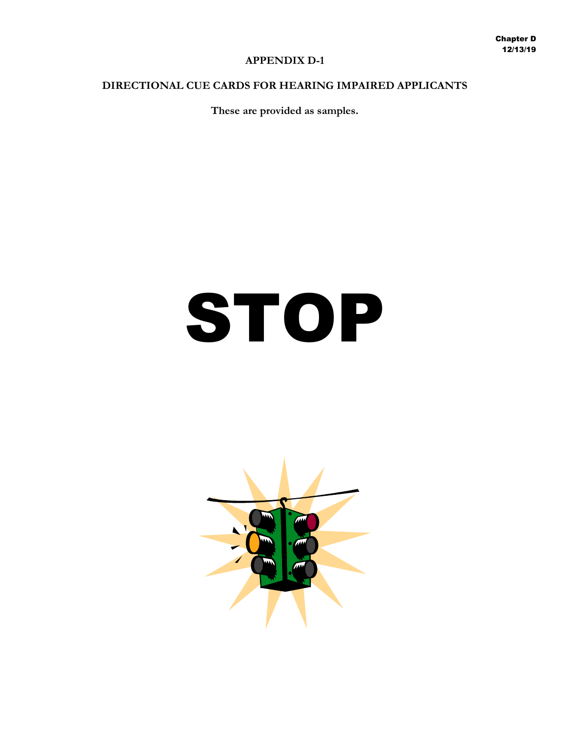# APPENDIX D-1

## DIRECTIONAL CUE CARDS FOR HEARING IMPAIRED APPLICANTS

**These are provided as samples.**

# STOP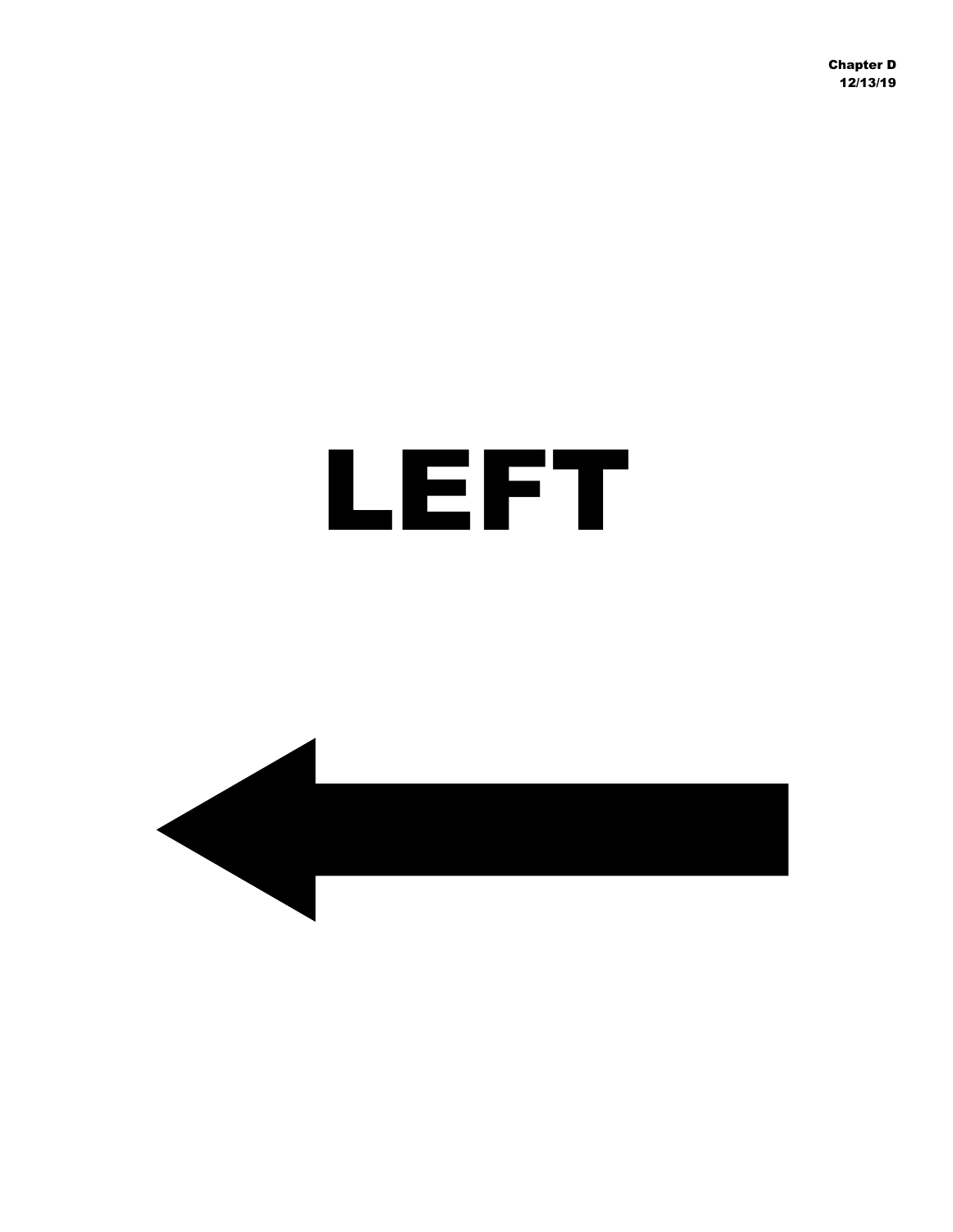Chapter D
12/13/19

# LEFT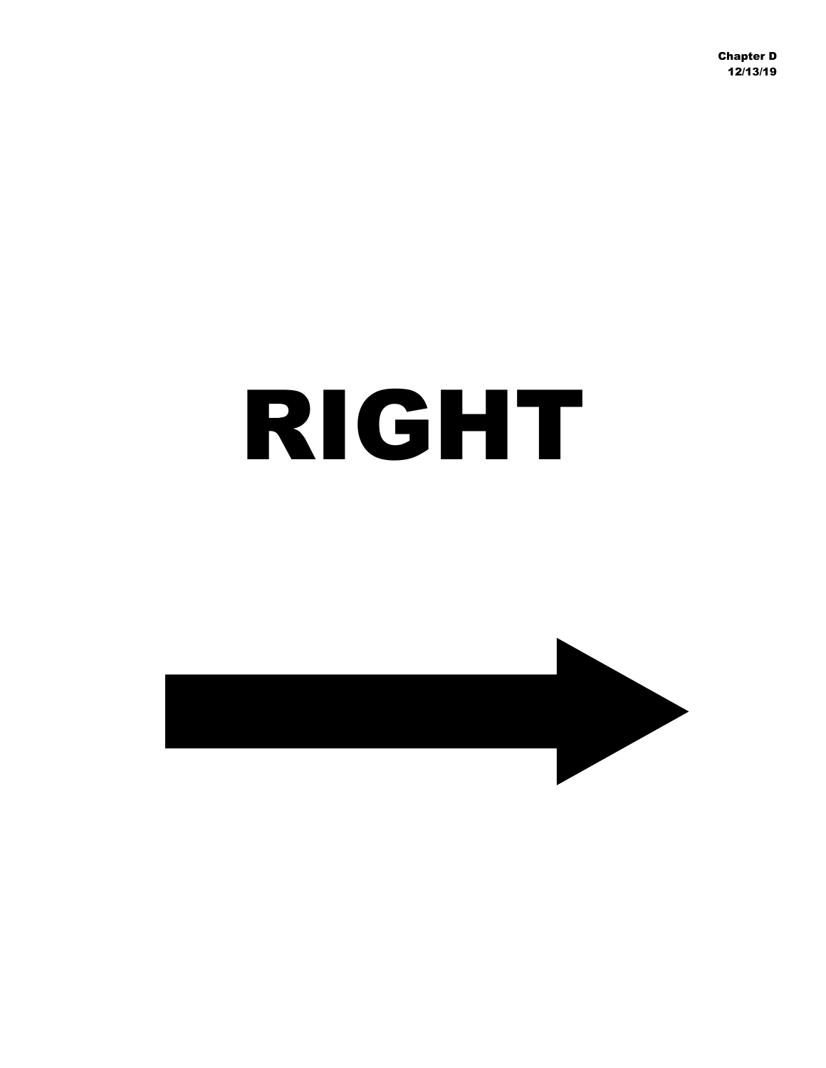Chapter D
12/13/19

# RIGHT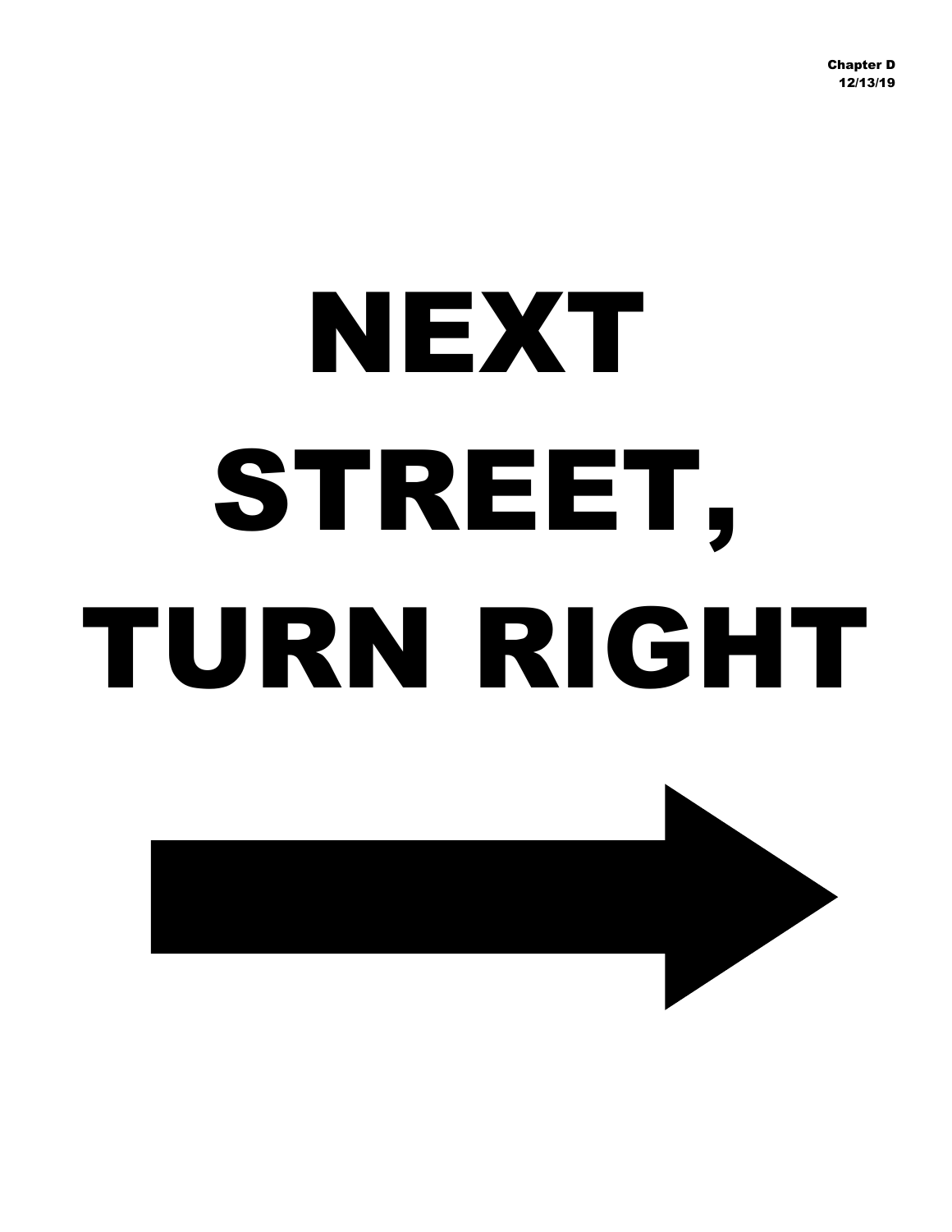Chapter D
12/13/19

# NEXT STREET, TURN RIGHT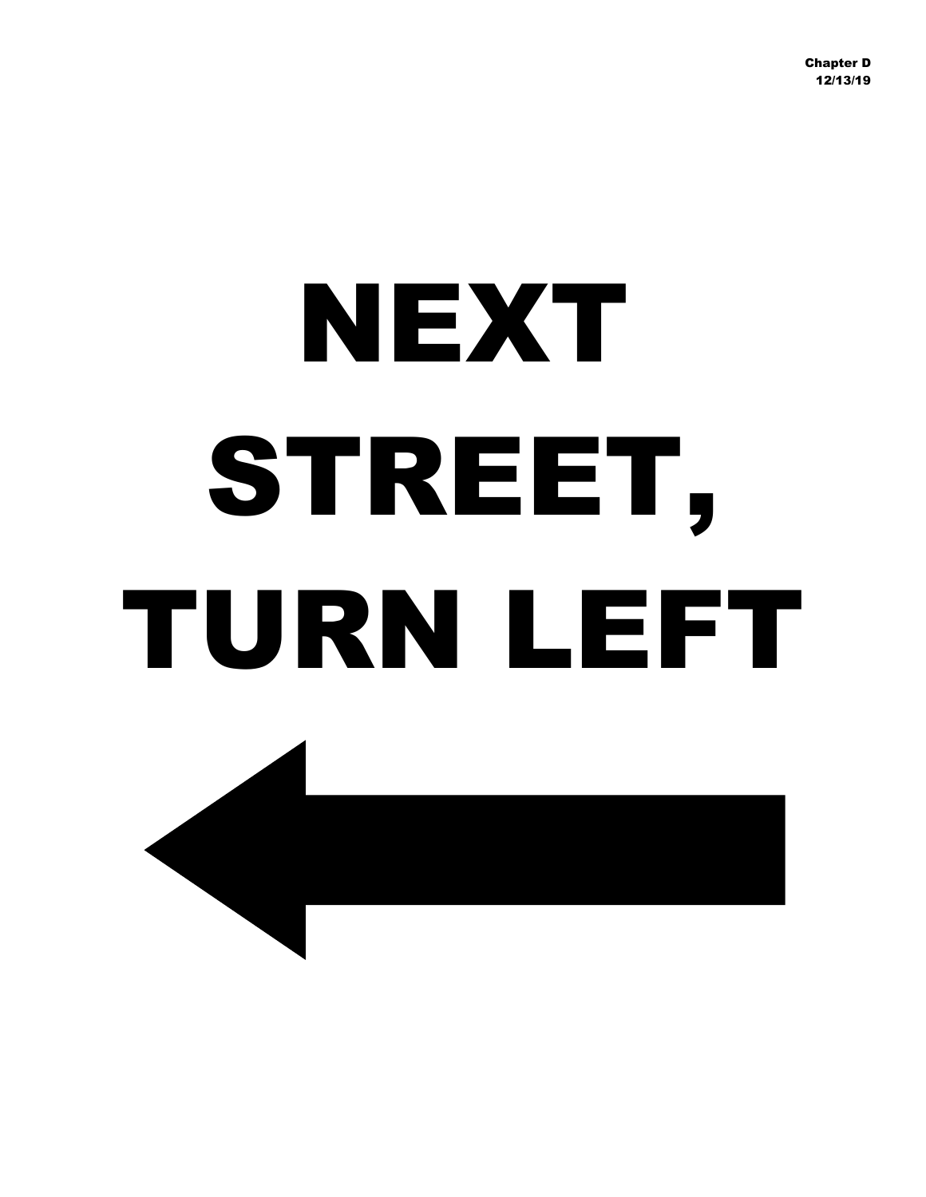Chapter D
12/13/19

# NEXT STREET, TURN LEFT

←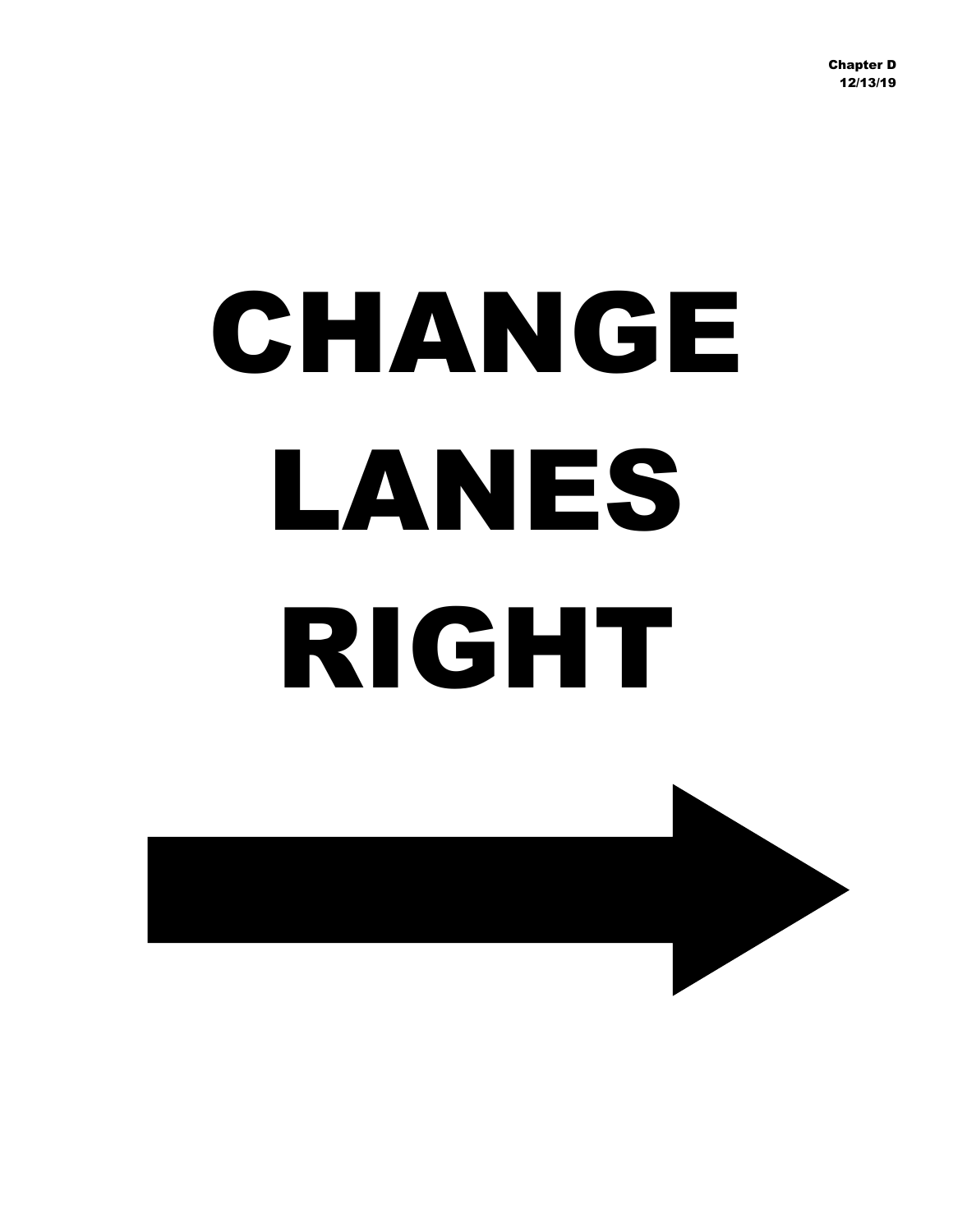# CHANGE LANES RIGHT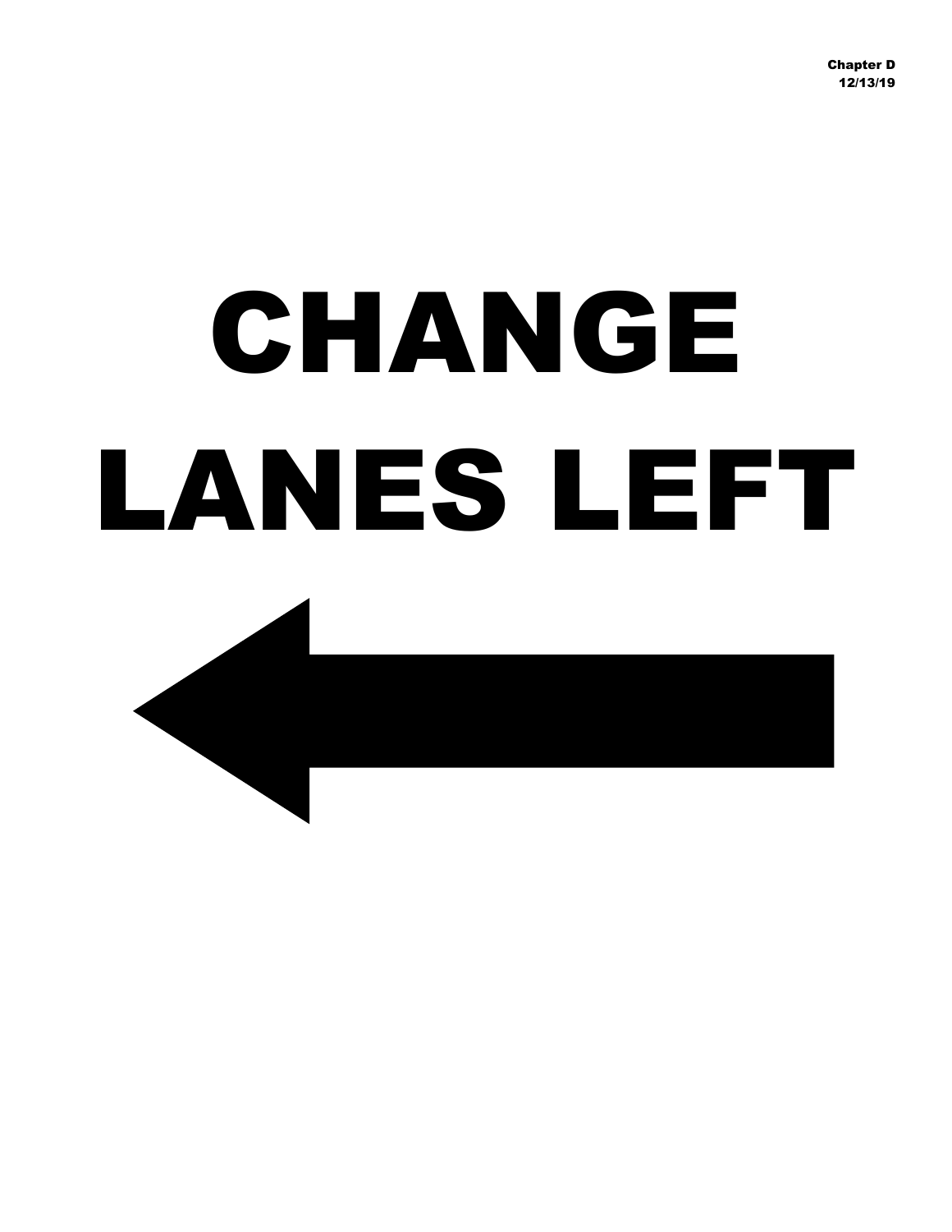Chapter D
12/13/19

# CHANGE LANES LEFT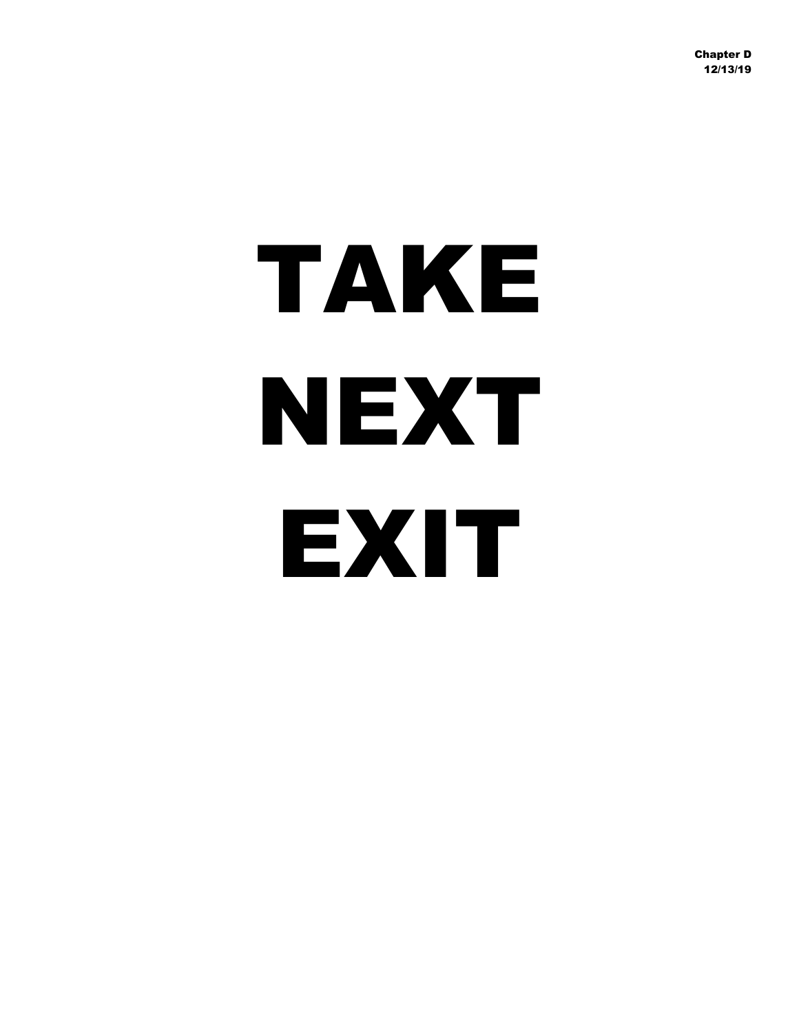# TAKE

# NEXT

# EXIT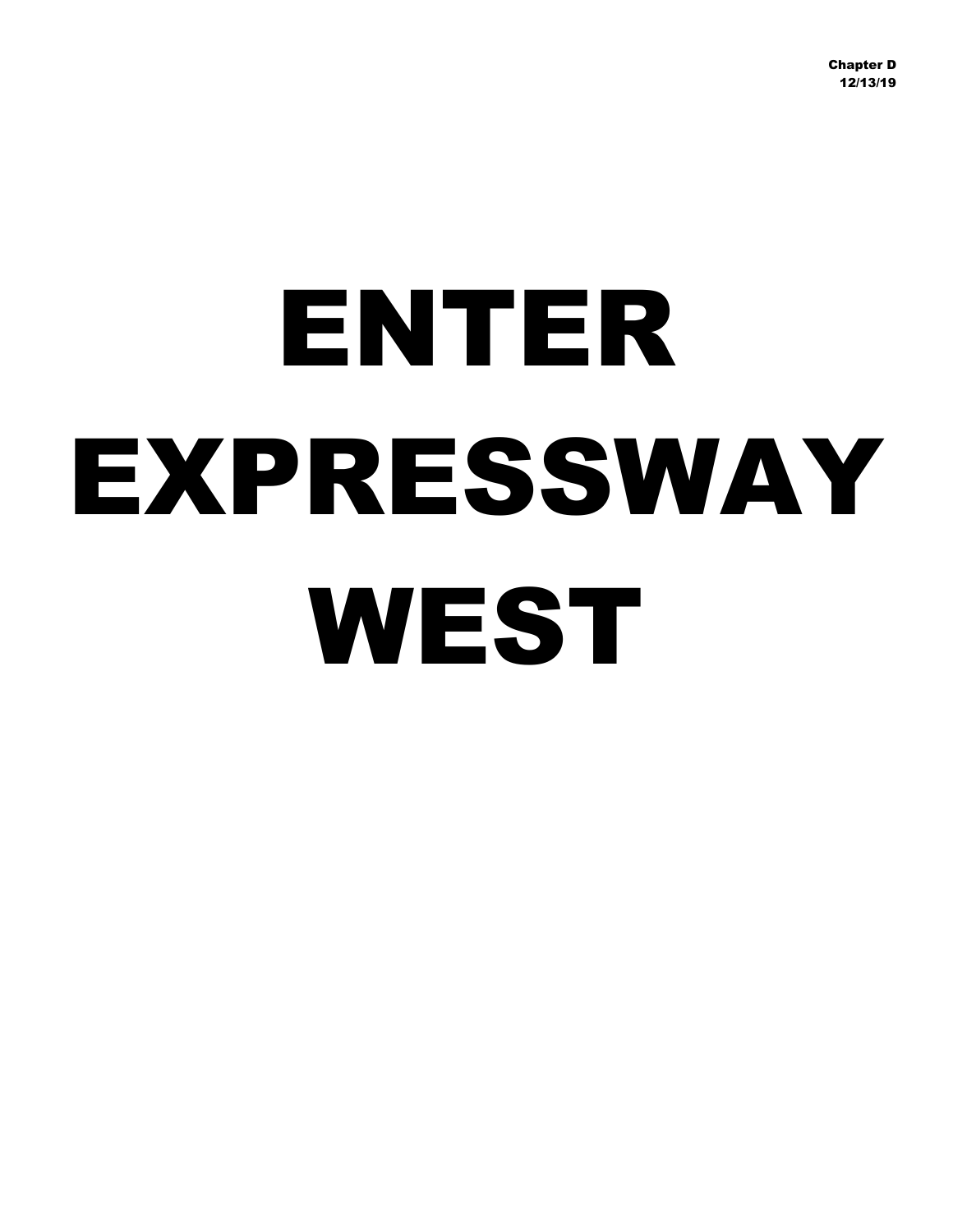Chapter D
12/13/19

# ENTER EXPRESSWAY WEST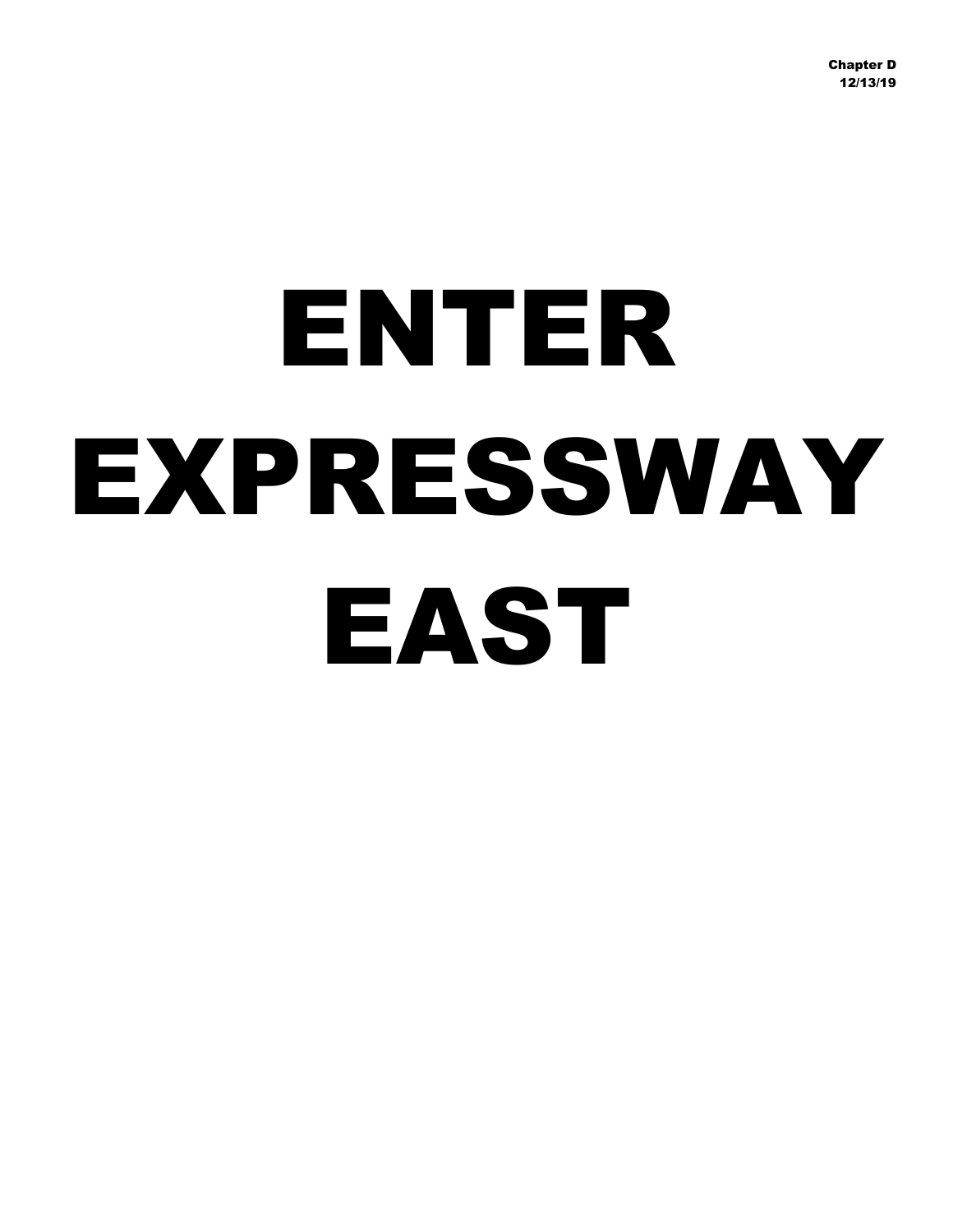Chapter D
12/13/19

# ENTER EXPRESSWAY EAST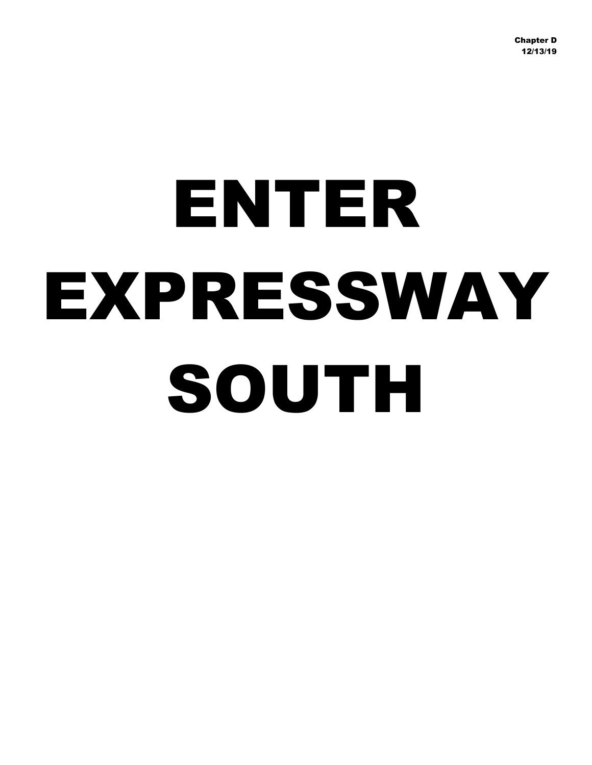# ENTER EXPRESSWAY SOUTH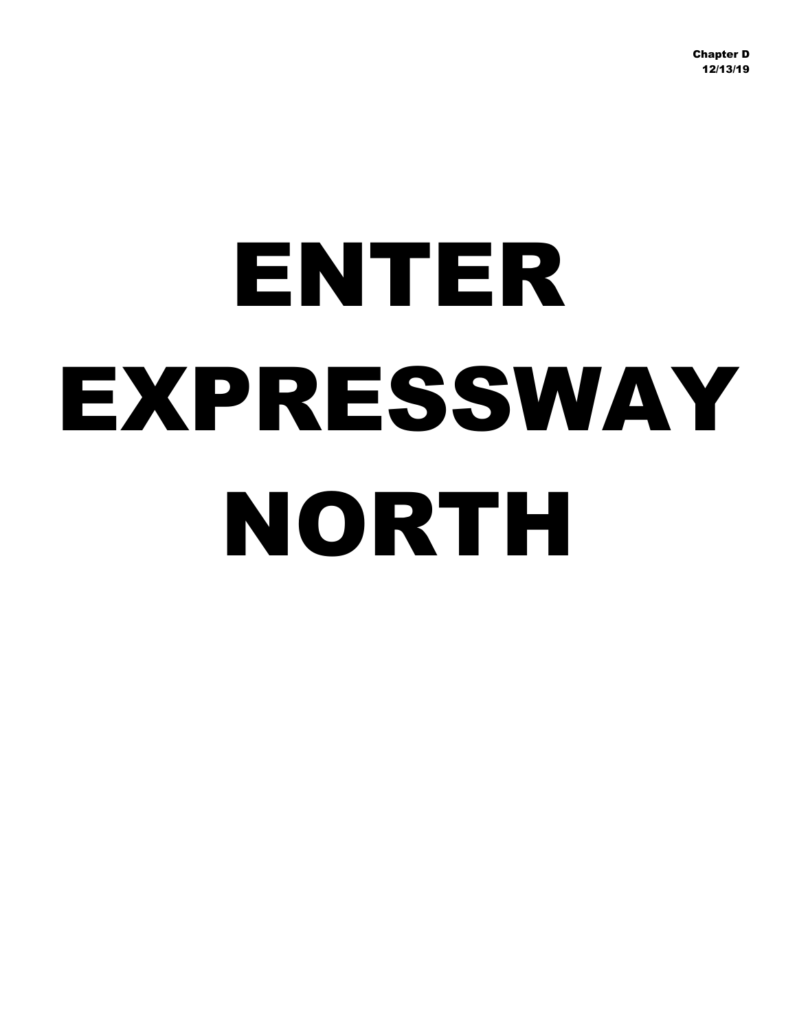Chapter D
12/13/19

# ENTER EXPRESSWAY NORTH